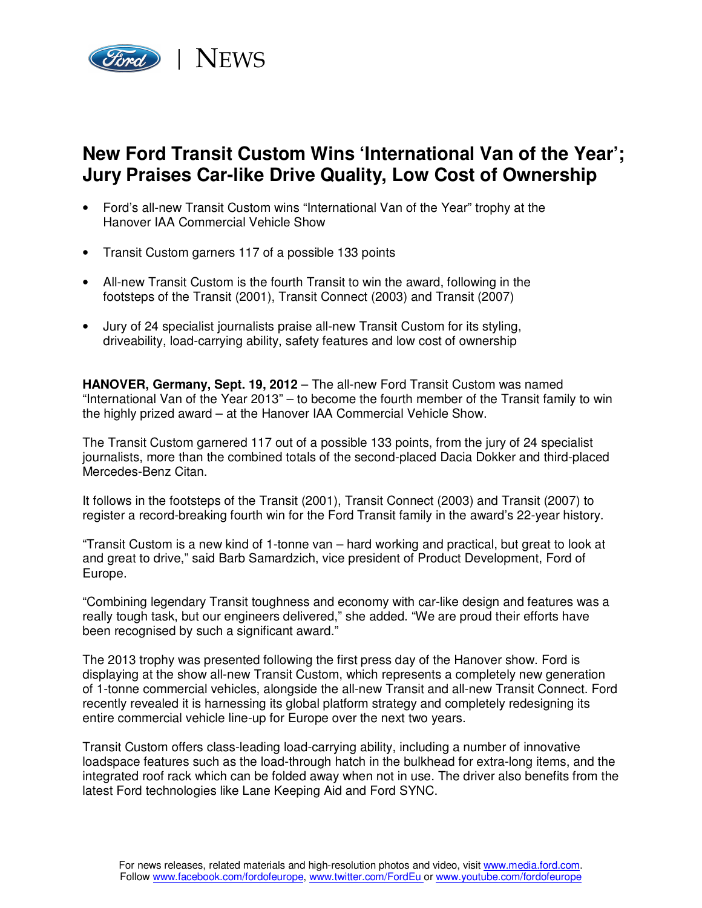Ford | NEWS

# New Ford Transit Custom Wins 'International Van of the Year'; Jury Praises Car-like Drive Quality, Low Cost of Ownership

- Ford's all-new Transit Custom wins "International Van of the Year" trophy at the Hanover IAA Commercial Vehicle Show
- Transit Custom garners 117 of a possible 133 points
- All-new Transit Custom is the fourth Transit to win the award, following in the footsteps of the Transit (2001), Transit Connect (2003) and Transit (2007)
- Jury of 24 specialist journalists praise all-new Transit Custom for its styling, driveability, load-carrying ability, safety features and low cost of ownership

**HANOVER, Germany, Sept. 19, 2012** – The all-new Ford Transit Custom was named "International Van of the Year 2013" – to become the fourth member of the Transit family to win the highly prized award – at the Hanover IAA Commercial Vehicle Show.

The Transit Custom garnered 117 out of a possible 133 points, from the jury of 24 specialist journalists, more than the combined totals of the second-placed Dacia Dokker and third-placed Mercedes-Benz Citan.

It follows in the footsteps of the Transit (2001), Transit Connect (2003) and Transit (2007) to register a record-breaking fourth win for the Ford Transit family in the award's 22-year history.

"Transit Custom is a new kind of 1-tonne van – hard working and practical, but great to look at and great to drive," said Barb Samardzich, vice president of Product Development, Ford of Europe.

"Combining legendary Transit toughness and economy with car-like design and features was a really tough task, but our engineers delivered," she added. "We are proud their efforts have been recognised by such a significant award."

The 2013 trophy was presented following the first press day of the Hanover show. Ford is displaying at the show all-new Transit Custom, which represents a completely new generation of 1-tonne commercial vehicles, alongside the all-new Transit and all-new Transit Connect. Ford recently revealed it is harnessing its global platform strategy and completely redesigning its entire commercial vehicle line-up for Europe over the next two years.

Transit Custom offers class-leading load-carrying ability, including a number of innovative loadspace features such as the load-through hatch in the bulkhead for extra-long items, and the integrated roof rack which can be folded away when not in use. The driver also benefits from the latest Ford technologies like Lane Keeping Aid and Ford SYNC.

For news releases, related materials and high-resolution photos and video, visit www.media.ford.com.
Follow www.facebook.com/fordofeurope, www.twitter.com/FordEu or www.youtube.com/fordofeurope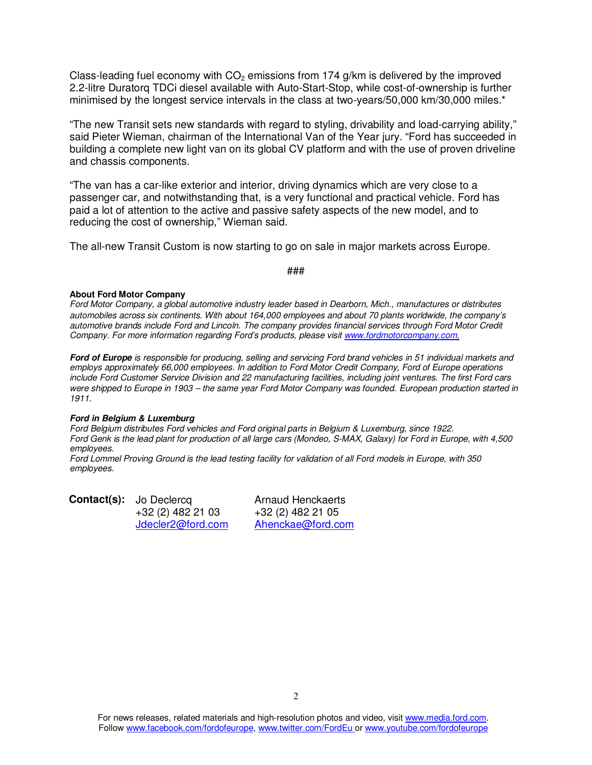Class-leading fuel economy with $CO_2$ emissions from 174 g/km is delivered by the improved 2.2-litre Duratorq TDCi diesel available with Auto-Start-Stop, while cost-of-ownership is further minimised by the longest service intervals in the class at two-years/50,000 km/30,000 miles.*

"The new Transit sets new standards with regard to styling, drivability and load-carrying ability," said Pieter Wieman, chairman of the International Van of the Year jury. "Ford has succeeded in building a complete new light van on its global CV platform and with the use of proven driveline and chassis components.

"The van has a car-like exterior and interior, driving dynamics which are very close to a passenger car, and notwithstanding that, is a very functional and practical vehicle. Ford has paid a lot of attention to the active and passive safety aspects of the new model, and to reducing the cost of ownership," Wieman said.

The all-new Transit Custom is now starting to go on sale in major markets across Europe.

###

**About Ford Motor Company**

*Ford Motor Company, a global automotive industry leader based in Dearborn, Mich., manufactures or distributes automobiles across six continents. With about 164,000 employees and about 70 plants worldwide, the company's automotive brands include Ford and Lincoln. The company provides financial services through Ford Motor Credit Company. For more information regarding Ford's products, please visit www.fordmotorcompany.com.*

***Ford of Europe*** *is responsible for producing, selling and servicing Ford brand vehicles in 51 individual markets and employs approximately 66,000 employees. In addition to Ford Motor Credit Company, Ford of Europe operations include Ford Customer Service Division and 22 manufacturing facilities, including joint ventures. The first Ford cars were shipped to Europe in 1903 – the same year Ford Motor Company was founded. European production started in 1911.*

***Ford in Belgium & Luxemburg***

*Ford Belgium distributes Ford vehicles and Ford original parts in Belgium & Luxemburg, since 1922.*
*Ford Genk is the lead plant for production of all large cars (Mondeo, S-MAX, Galaxy) for Ford in Europe, with 4,500 employees.*
*Ford Lommel Proving Ground is the lead testing facility for validation of all Ford models in Europe, with 350 employees.*

**Contact(s):**

| | |
|---|---|
| Jo Declercq | Arnaud Henckaerts |
| +32 (2) 482 21 03 | +32 (2) 482 21 05 |
| Jdecler2@ford.com | Ahenckae@ford.com |

For news releases, related materials and high-resolution photos and video, visit www.media.ford.com.
Follow www.facebook.com/fordofeurope, www.twitter.com/FordEu or www.youtube.com/fordofeurope